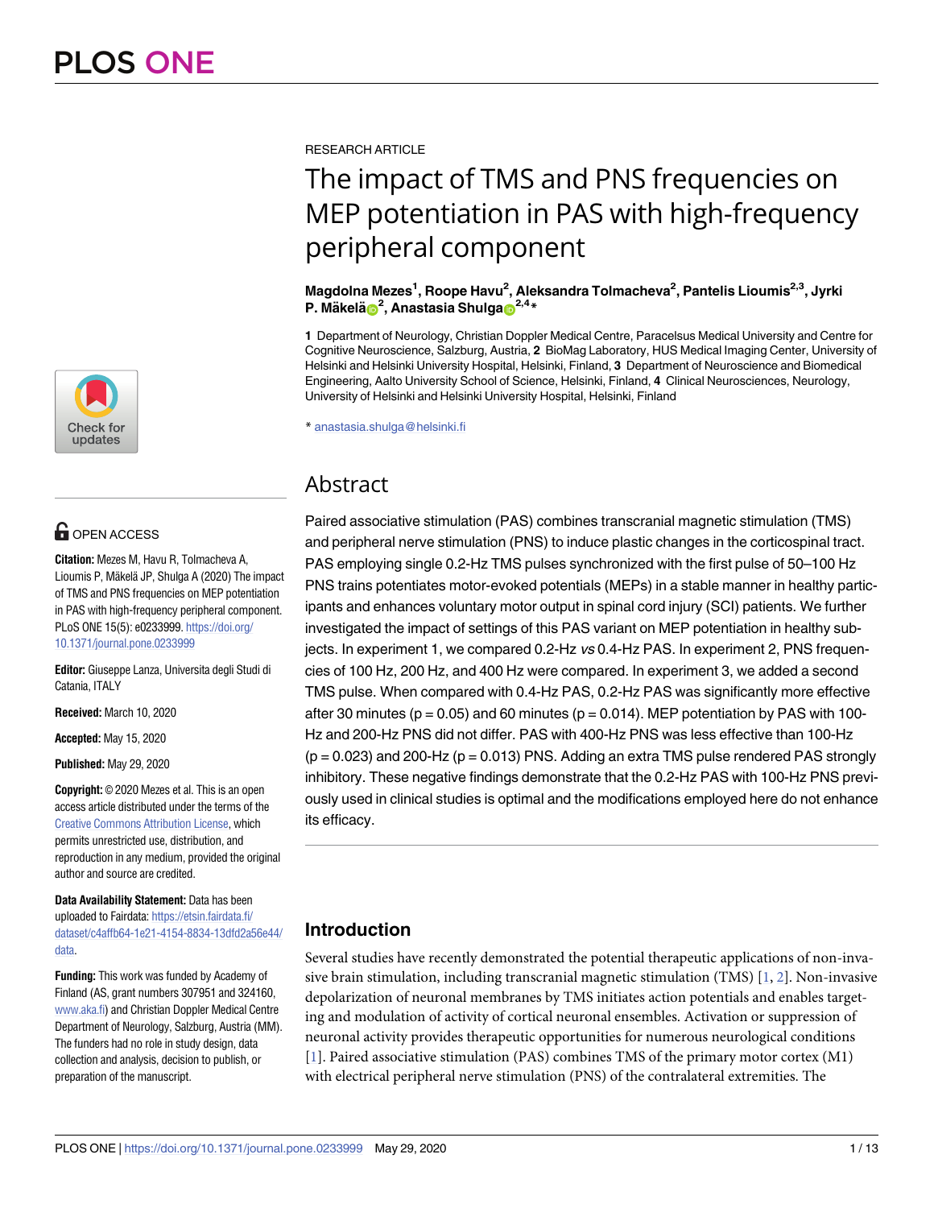RESEARCH ARTICLE

# The impact of TMS and PNS frequencies on MEP potentiation in PAS with high-frequency peripheral component

**Magdolna Mezes[1], Roope Havu[2], Aleksandra Tolmacheva[2], Pantelis Lioumis[2,3], Jyrki P. Mäkelä[2], Anastasia Shulga[2,4]***

**1** Department of Neurology, Christian Doppler Medical Centre, Paracelsus Medical University and Centre for Cognitive Neuroscience, Salzburg, Austria, **2** BioMag Laboratory, HUS Medical Imaging Center, University of Helsinki and Helsinki University Hospital, Helsinki, Finland, **3** Department of Neuroscience and Biomedical Engineering, Aalto University School of Science, Helsinki, Finland, **4** Clinical Neurosciences, Neurology, University of Helsinki and Helsinki University Hospital, Helsinki, Finland

* anastasia.shulga@helsinki.fi

OPEN ACCESS

**Citation:** Mezes M, Havu R, Tolmacheva A, Lioumis P, Mäkelä JP, Shulga A (2020) The impact of TMS and PNS frequencies on MEP potentiation in PAS with high-frequency peripheral component. PLoS ONE 15(5): e0233999. https://doi.org/10.1371/journal.pone.0233999

**Editor:** Giuseppe Lanza, Universita degli Studi di Catania, ITALY

**Received:** March 10, 2020

**Accepted:** May 15, 2020

**Published:** May 29, 2020

**Copyright:** © 2020 Mezes et al. This is an open access article distributed under the terms of the Creative Commons Attribution License, which permits unrestricted use, distribution, and reproduction in any medium, provided the original author and source are credited.

**Data Availability Statement:** Data has been uploaded to Fairdata: https://etsin.fairdata.fi/dataset/c4affb64-1e21-4154-8834-13dfd2a56e44/data.

**Funding:** This work was funded by Academy of Finland (AS, grant numbers 307951 and 324160, www.aka.fi) and Christian Doppler Medical Centre Department of Neurology, Salzburg, Austria (MM). The funders had no role in study design, data collection and analysis, decision to publish, or preparation of the manuscript.

## Abstract

Paired associative stimulation (PAS) combines transcranial magnetic stimulation (TMS) and peripheral nerve stimulation (PNS) to induce plastic changes in the corticospinal tract. PAS employing single 0.2-Hz TMS pulses synchronized with the first pulse of 50–100 Hz PNS trains potentiates motor-evoked potentials (MEPs) in a stable manner in healthy participants and enhances voluntary motor output in spinal cord injury (SCI) patients. We further investigated the impact of settings of this PAS variant on MEP potentiation in healthy subjects. In experiment 1, we compared 0.2-Hz *vs* 0.4-Hz PAS. In experiment 2, PNS frequencies of 100 Hz, 200 Hz, and 400 Hz were compared. In experiment 3, we added a second TMS pulse. When compared with 0.4-Hz PAS, 0.2-Hz PAS was significantly more effective after 30 minutes ($p = 0.05$) and 60 minutes ($p = 0.014$). MEP potentiation by PAS with 100-Hz and 200-Hz PNS did not differ. PAS with 400-Hz PNS was less effective than 100-Hz ($p = 0.023$) and 200-Hz ($p = 0.013$) PNS. Adding an extra TMS pulse rendered PAS strongly inhibitory. These negative findings demonstrate that the 0.2-Hz PAS with 100-Hz PNS previously used in clinical studies is optimal and the modifications employed here do not enhance its efficacy.

## Introduction

Several studies have recently demonstrated the potential therapeutic applications of non-invasive brain stimulation, including transcranial magnetic stimulation (TMS) [1, 2]. Non-invasive depolarization of neuronal membranes by TMS initiates action potentials and enables targeting and modulation of activity of cortical neuronal ensembles. Activation or suppression of neuronal activity provides therapeutic opportunities for numerous neurological conditions [1]. Paired associative stimulation (PAS) combines TMS of the primary motor cortex (M1) with electrical peripheral nerve stimulation (PNS) of the contralateral extremities. The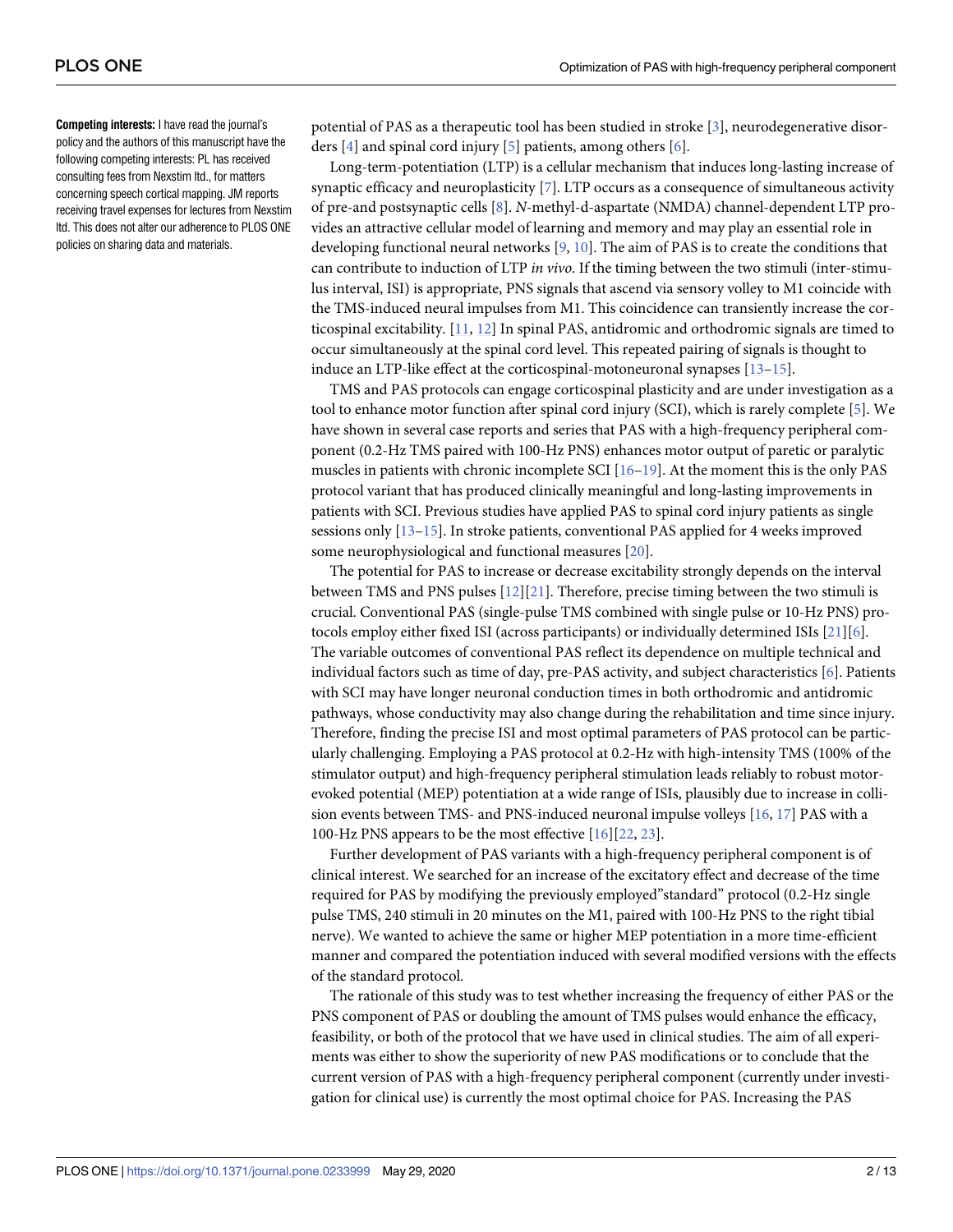**Competing interests:** I have read the journal's policy and the authors of this manuscript have the following competing interests: PL has received consulting fees from Nexstim ltd., for matters concerning speech cortical mapping. JM reports receiving travel expenses for lectures from Nexstim ltd. This does not alter our adherence to PLOS ONE policies on sharing data and materials.

potential of PAS as a therapeutic tool has been studied in stroke [3], neurodegenerative disorders [4] and spinal cord injury [5] patients, among others [6].

Long-term-potentiation (LTP) is a cellular mechanism that induces long-lasting increase of synaptic efficacy and neuroplasticity [7]. LTP occurs as a consequence of simultaneous activity of pre-and postsynaptic cells [8]. *N*-methyl-d-aspartate (NMDA) channel-dependent LTP provides an attractive cellular model of learning and memory and may play an essential role in developing functional neural networks [9, 10]. The aim of PAS is to create the conditions that can contribute to induction of LTP *in vivo*. If the timing between the two stimuli (inter-stimulus interval, ISI) is appropriate, PNS signals that ascend via sensory volley to M1 coincide with the TMS-induced neural impulses from M1. This coincidence can transiently increase the corticospinal excitability. [11, 12] In spinal PAS, antidromic and orthodromic signals are timed to occur simultaneously at the spinal cord level. This repeated pairing of signals is thought to induce an LTP-like effect at the corticospinal-motoneuronal synapses [13–15].

TMS and PAS protocols can engage corticospinal plasticity and are under investigation as a tool to enhance motor function after spinal cord injury (SCI), which is rarely complete [5]. We have shown in several case reports and series that PAS with a high-frequency peripheral component (0.2-Hz TMS paired with 100-Hz PNS) enhances motor output of paretic or paralytic muscles in patients with chronic incomplete SCI [16–19]. At the moment this is the only PAS protocol variant that has produced clinically meaningful and long-lasting improvements in patients with SCI. Previous studies have applied PAS to spinal cord injury patients as single sessions only [13–15]. In stroke patients, conventional PAS applied for 4 weeks improved some neurophysiological and functional measures [20].

The potential for PAS to increase or decrease excitability strongly depends on the interval between TMS and PNS pulses [12][21]. Therefore, precise timing between the two stimuli is crucial. Conventional PAS (single-pulse TMS combined with single pulse or 10-Hz PNS) protocols employ either fixed ISI (across participants) or individually determined ISIs [21][6]. The variable outcomes of conventional PAS reflect its dependence on multiple technical and individual factors such as time of day, pre-PAS activity, and subject characteristics [6]. Patients with SCI may have longer neuronal conduction times in both orthodromic and antidromic pathways, whose conductivity may also change during the rehabilitation and time since injury. Therefore, finding the precise ISI and most optimal parameters of PAS protocol can be particularly challenging. Employing a PAS protocol at 0.2-Hz with high-intensity TMS (100% of the stimulator output) and high-frequency peripheral stimulation leads reliably to robust motor-evoked potential (MEP) potentiation at a wide range of ISIs, plausibly due to increase in collision events between TMS- and PNS-induced neuronal impulse volleys [16, 17] PAS with a 100-Hz PNS appears to be the most effective [16][22, 23].

Further development of PAS variants with a high-frequency peripheral component is of clinical interest. We searched for an increase of the excitatory effect and decrease of the time required for PAS by modifying the previously employed"standard" protocol (0.2-Hz single pulse TMS, 240 stimuli in 20 minutes on the M1, paired with 100-Hz PNS to the right tibial nerve). We wanted to achieve the same or higher MEP potentiation in a more time-efficient manner and compared the potentiation induced with several modified versions with the effects of the standard protocol.

The rationale of this study was to test whether increasing the frequency of either PAS or the PNS component of PAS or doubling the amount of TMS pulses would enhance the efficacy, feasibility, or both of the protocol that we have used in clinical studies. The aim of all experiments was either to show the superiority of new PAS modifications or to conclude that the current version of PAS with a high-frequency peripheral component (currently under investigation for clinical use) is currently the most optimal choice for PAS. Increasing the PAS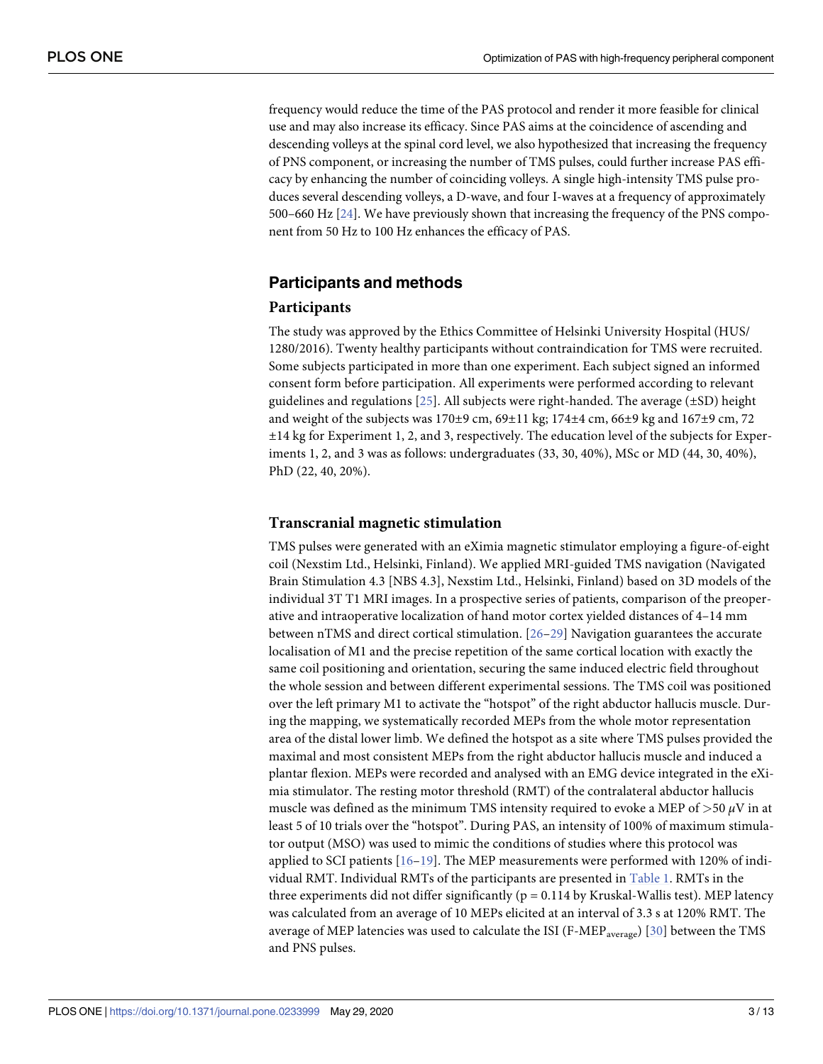frequency would reduce the time of the PAS protocol and render it more feasible for clinical use and may also increase its efficacy. Since PAS aims at the coincidence of ascending and descending volleys at the spinal cord level, we also hypothesized that increasing the frequency of PNS component, or increasing the number of TMS pulses, could further increase PAS efficacy by enhancing the number of coinciding volleys. A single high-intensity TMS pulse produces several descending volleys, a D-wave, and four I-waves at a frequency of approximately 500–660 Hz [24]. We have previously shown that increasing the frequency of the PNS component from 50 Hz to 100 Hz enhances the efficacy of PAS.

## Participants and methods

### Participants

The study was approved by the Ethics Committee of Helsinki University Hospital (HUS/1280/2016). Twenty healthy participants without contraindication for TMS were recruited. Some subjects participated in more than one experiment. Each subject signed an informed consent form before participation. All experiments were performed according to relevant guidelines and regulations [25]. All subjects were right-handed. The average (±SD) height and weight of the subjects was 170±9 cm, 69±11 kg; 174±4 cm, 66±9 kg and 167±9 cm, 72 ±14 kg for Experiment 1, 2, and 3, respectively. The education level of the subjects for Experiments 1, 2, and 3 was as follows: undergraduates (33, 30, 40%), MSc or MD (44, 30, 40%), PhD (22, 40, 20%).

### Transcranial magnetic stimulation

TMS pulses were generated with an eXimia magnetic stimulator employing a figure-of-eight coil (Nexstim Ltd., Helsinki, Finland). We applied MRI-guided TMS navigation (Navigated Brain Stimulation 4.3 [NBS 4.3], Nexstim Ltd., Helsinki, Finland) based on 3D models of the individual 3T T1 MRI images. In a prospective series of patients, comparison of the preoperative and intraoperative localization of hand motor cortex yielded distances of 4–14 mm between nTMS and direct cortical stimulation. [26–29] Navigation guarantees the accurate localisation of M1 and the precise repetition of the same cortical location with exactly the same coil positioning and orientation, securing the same induced electric field throughout the whole session and between different experimental sessions. The TMS coil was positioned over the left primary M1 to activate the "hotspot" of the right abductor hallucis muscle. During the mapping, we systematically recorded MEPs from the whole motor representation area of the distal lower limb. We defined the hotspot as a site where TMS pulses provided the maximal and most consistent MEPs from the right abductor hallucis muscle and induced a plantar flexion. MEPs were recorded and analysed with an EMG device integrated in the eXimia stimulator. The resting motor threshold (RMT) of the contralateral abductor hallucis muscle was defined as the minimum TMS intensity required to evoke a MEP of $>50\ \mu V$ in at least 5 of 10 trials over the "hotspot". During PAS, an intensity of 100% of maximum stimulator output (MSO) was used to mimic the conditions of studies where this protocol was applied to SCI patients [16–19]. The MEP measurements were performed with 120% of individual RMT. Individual RMTs of the participants are presented in Table 1. RMTs in the three experiments did not differ significantly ($p = 0.114$ by Kruskal-Wallis test). MEP latency was calculated from an average of 10 MEPs elicited at an interval of 3.3 s at 120% RMT. The average of MEP latencies was used to calculate the ISI (F-MEP$_{average}$) [30] between the TMS and PNS pulses.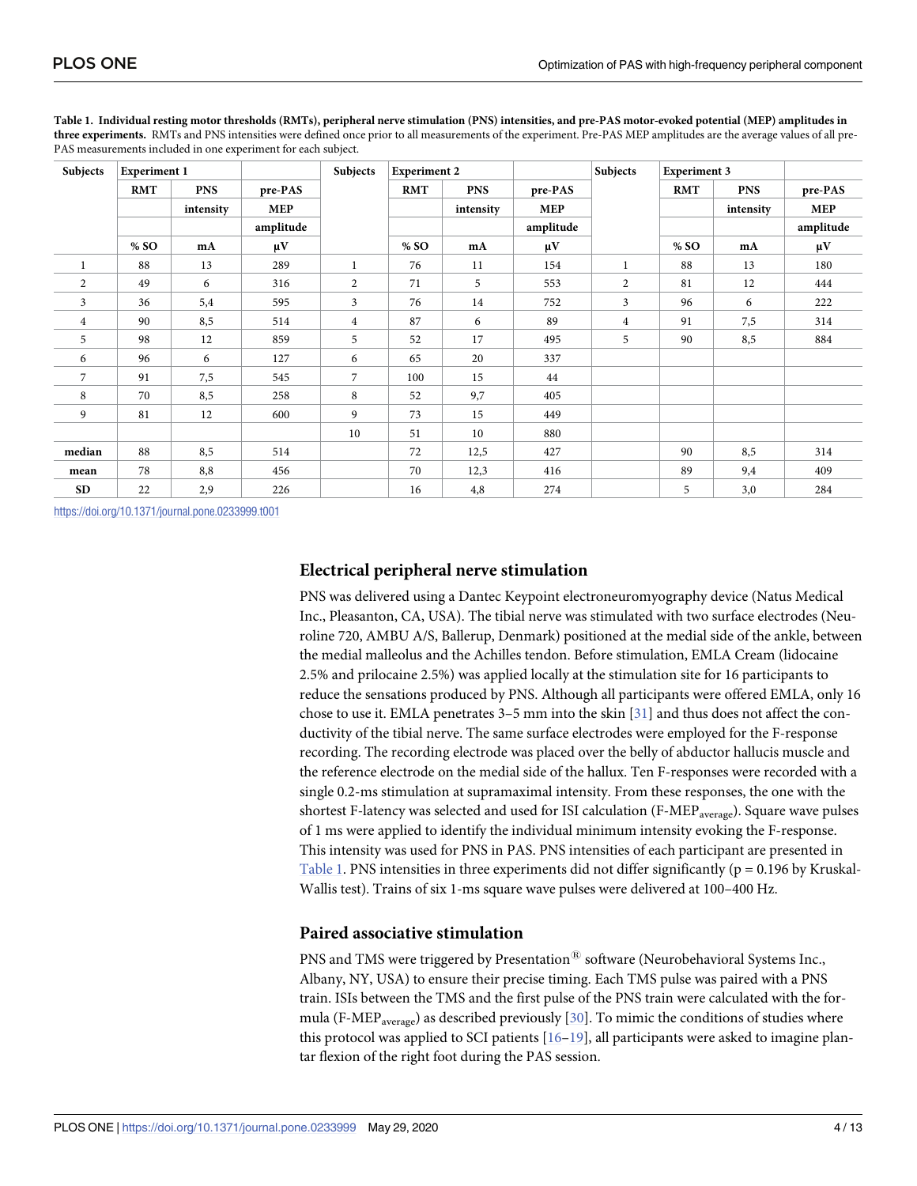**Table 1. Individual resting motor thresholds (RMTs), peripheral nerve stimulation (PNS) intensities, and pre-PAS motor-evoked potential (MEP) amplitudes in three experiments.** RMTs and PNS intensities were defined once prior to all measurements of the experiment. Pre-PAS MEP amplitudes are the average values of all pre-PAS measurements included in one experiment for each subject.

| Subjects | Experiment 1 | | | Subjects | Experiment 2 | | | Subjects | Experiment 3 | | |
|---|---|---|---|---|---|---|---|---|---|---|---|
| | RMT | PNS intensity | pre-PAS MEP amplitude | | RMT | PNS intensity | pre-PAS MEP amplitude | | RMT | PNS intensity | pre-PAS MEP amplitude |
| | % SO | mA | μV | | % SO | mA | μV | | % SO | mA | μV |
| 1 | 88 | 13 | 289 | 1 | 76 | 11 | 154 | 1 | 88 | 13 | 180 |
| 2 | 49 | 6 | 316 | 2 | 71 | 5 | 553 | 2 | 81 | 12 | 444 |
| 3 | 36 | 5,4 | 595 | 3 | 76 | 14 | 752 | 3 | 96 | 6 | 222 |
| 4 | 90 | 8,5 | 514 | 4 | 87 | 6 | 89 | 4 | 91 | 7,5 | 314 |
| 5 | 98 | 12 | 859 | 5 | 52 | 17 | 495 | 5 | 90 | 8,5 | 884 |
| 6 | 96 | 6 | 127 | 6 | 65 | 20 | 337 | | | | |
| 7 | 91 | 7,5 | 545 | 7 | 100 | 15 | 44 | | | | |
| 8 | 70 | 8,5 | 258 | 8 | 52 | 9,7 | 405 | | | | |
| 9 | 81 | 12 | 600 | 9 | 73 | 15 | 449 | | | | |
| | | | | 10 | 51 | 10 | 880 | | | | |
| **median** | 88 | 8,5 | 514 | | 72 | 12,5 | 427 | | 90 | 8,5 | 314 |
| **mean** | 78 | 8,8 | 456 | | 70 | 12,3 | 416 | | 89 | 9,4 | 409 |
| **SD** | 22 | 2,9 | 226 | | 16 | 4,8 | 274 | | 5 | 3,0 | 284 |

https://doi.org/10.1371/journal.pone.0233999.t001

## Electrical peripheral nerve stimulation

PNS was delivered using a Dantec Keypoint electroneuromyography device (Natus Medical Inc., Pleasanton, CA, USA). The tibial nerve was stimulated with two surface electrodes (Neuroline 720, AMBU A/S, Ballerup, Denmark) positioned at the medial side of the ankle, between the medial malleolus and the Achilles tendon. Before stimulation, EMLA Cream (lidocaine 2.5% and prilocaine 2.5%) was applied locally at the stimulation site for 16 participants to reduce the sensations produced by PNS. Although all participants were offered EMLA, only 16 chose to use it. EMLA penetrates 3–5 mm into the skin [31] and thus does not affect the conductivity of the tibial nerve. The same surface electrodes were employed for the F-response recording. The recording electrode was placed over the belly of abductor hallucis muscle and the reference electrode on the medial side of the hallux. Ten F-responses were recorded with a single 0.2-ms stimulation at supramaximal intensity. From these responses, the one with the shortest F-latency was selected and used for ISI calculation (F-$MEP_{average}$). Square wave pulses of 1 ms were applied to identify the individual minimum intensity evoking the F-response. This intensity was used for PNS in PAS. PNS intensities of each participant are presented in Table 1. PNS intensities in three experiments did not differ significantly ($p = 0.196$ by Kruskal-Wallis test). Trains of six 1-ms square wave pulses were delivered at 100–400 Hz.

## Paired associative stimulation

PNS and TMS were triggered by Presentation® software (Neurobehavioral Systems Inc., Albany, NY, USA) to ensure their precise timing. Each TMS pulse was paired with a PNS train. ISIs between the TMS and the first pulse of the PNS train were calculated with the formula (F-$MEP_{average}$) as described previously [30]. To mimic the conditions of studies where this protocol was applied to SCI patients [16–19], all participants were asked to imagine plantar flexion of the right foot during the PAS session.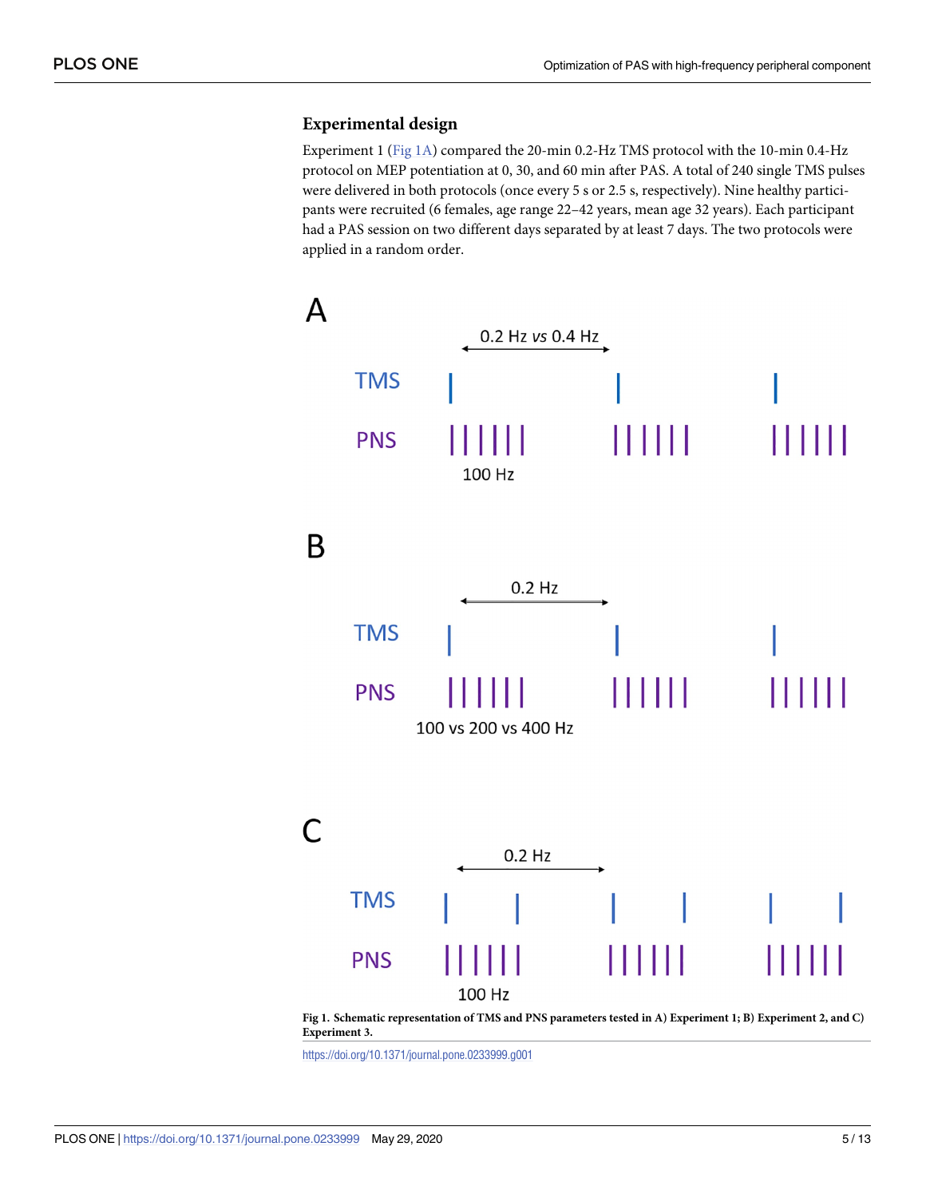### Experimental design

Experiment 1 (Fig 1A) compared the 20-min 0.2-Hz TMS protocol with the 10-min 0.4-Hz protocol on MEP potentiation at 0, 30, and 60 min after PAS. A total of 240 single TMS pulses were delivered in both protocols (once every 5 s or 2.5 s, respectively). Nine healthy participants were recruited (6 females, age range 22–42 years, mean age 32 years). Each participant had a PAS session on two different days separated by at least 7 days. The two protocols were applied in a random order.

**Fig 1. Schematic representation of TMS and PNS parameters tested in A) Experiment 1; B) Experiment 2, and C) Experiment 3.**

https://doi.org/10.1371/journal.pone.0233999.g001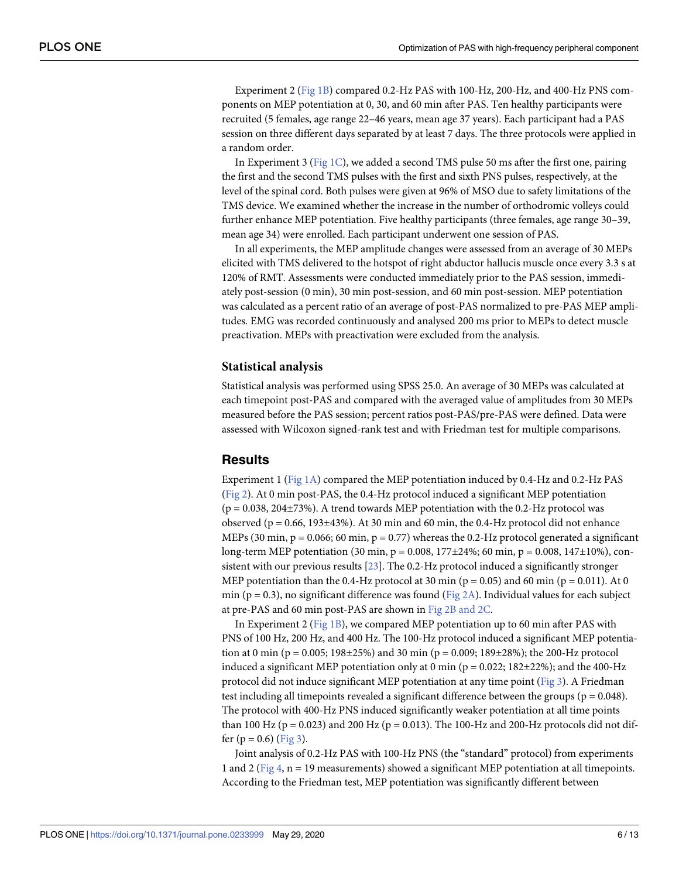Experiment 2 (Fig 1B) compared 0.2-Hz PAS with 100-Hz, 200-Hz, and 400-Hz PNS components on MEP potentiation at 0, 30, and 60 min after PAS. Ten healthy participants were recruited (5 females, age range 22–46 years, mean age 37 years). Each participant had a PAS session on three different days separated by at least 7 days. The three protocols were applied in a random order.

In Experiment 3 (Fig 1C), we added a second TMS pulse 50 ms after the first one, pairing the first and the second TMS pulses with the first and sixth PNS pulses, respectively, at the level of the spinal cord. Both pulses were given at 96% of MSO due to safety limitations of the TMS device. We examined whether the increase in the number of orthodromic volleys could further enhance MEP potentiation. Five healthy participants (three females, age range 30–39, mean age 34) were enrolled. Each participant underwent one session of PAS.

In all experiments, the MEP amplitude changes were assessed from an average of 30 MEPs elicited with TMS delivered to the hotspot of right abductor hallucis muscle once every 3.3 s at 120% of RMT. Assessments were conducted immediately prior to the PAS session, immediately post-session (0 min), 30 min post-session, and 60 min post-session. MEP potentiation was calculated as a percent ratio of an average of post-PAS normalized to pre-PAS MEP amplitudes. EMG was recorded continuously and analysed 200 ms prior to MEPs to detect muscle preactivation. MEPs with preactivation were excluded from the analysis.

### Statistical analysis

Statistical analysis was performed using SPSS 25.0. An average of 30 MEPs was calculated at each timepoint post-PAS and compared with the averaged value of amplitudes from 30 MEPs measured before the PAS session; percent ratios post-PAS/pre-PAS were defined. Data were assessed with Wilcoxon signed-rank test and with Friedman test for multiple comparisons.

## Results

Experiment 1 (Fig 1A) compared the MEP potentiation induced by 0.4-Hz and 0.2-Hz PAS (Fig 2). At 0 min post-PAS, the 0.4-Hz protocol induced a significant MEP potentiation ($p = 0.038$, 204±73%). A trend towards MEP potentiation with the 0.2-Hz protocol was observed ($p = 0.66$, 193±43%). At 30 min and 60 min, the 0.4-Hz protocol did not enhance MEPs (30 min, $p = 0.066$; 60 min, $p = 0.77$) whereas the 0.2-Hz protocol generated a significant long-term MEP potentiation (30 min, $p = 0.008$, 177±24%; 60 min, $p = 0.008$, 147±10%), consistent with our previous results [23]. The 0.2-Hz protocol induced a significantly stronger MEP potentiation than the 0.4-Hz protocol at 30 min ($p = 0.05$) and 60 min ($p = 0.011$). At 0 min ($p = 0.3$), no significant difference was found (Fig 2A). Individual values for each subject at pre-PAS and 60 min post-PAS are shown in Fig 2B and 2C.

In Experiment 2 (Fig 1B), we compared MEP potentiation up to 60 min after PAS with PNS of 100 Hz, 200 Hz, and 400 Hz. The 100-Hz protocol induced a significant MEP potentiation at 0 min ($p = 0.005$; 198±25%) and 30 min ($p = 0.009$; 189±28%); the 200-Hz protocol induced a significant MEP potentiation only at 0 min ($p = 0.022$; 182±22%); and the 400-Hz protocol did not induce significant MEP potentiation at any time point (Fig 3). A Friedman test including all timepoints revealed a significant difference between the groups ($p = 0.048$). The protocol with 400-Hz PNS induced significantly weaker potentiation at all time points than 100 Hz ($p = 0.023$) and 200 Hz ($p = 0.013$). The 100-Hz and 200-Hz protocols did not differ ($p = 0.6$) (Fig 3).

Joint analysis of 0.2-Hz PAS with 100-Hz PNS (the "standard" protocol) from experiments 1 and 2 (Fig 4, $n = 19$ measurements) showed a significant MEP potentiation at all timepoints. According to the Friedman test, MEP potentiation was significantly different between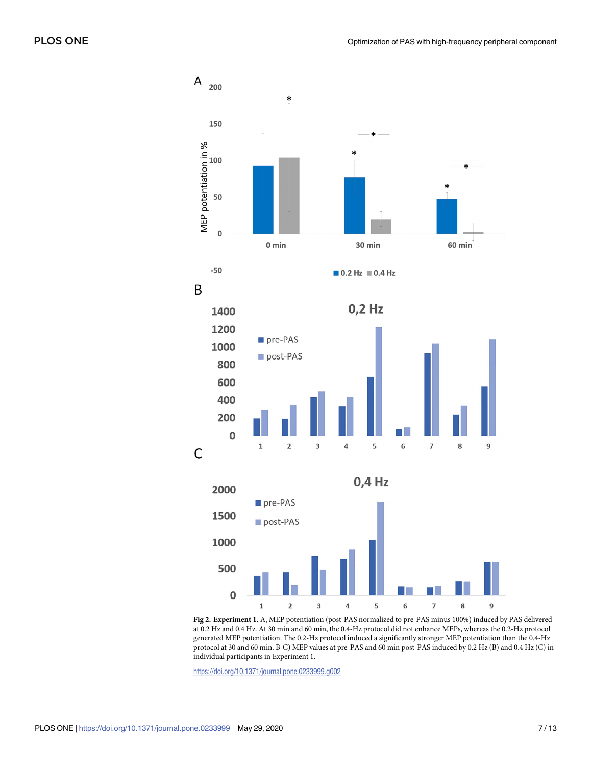**Fig 2. Experiment 1.** A, MEP potentiation (post-PAS normalized to pre-PAS minus 100%) induced by PAS delivered at 0.2 Hz and 0.4 Hz. At 30 min and 60 min, the 0.4-Hz protocol did not enhance MEPs, whereas the 0.2-Hz protocol generated MEP potentiation. The 0.2-Hz protocol induced a significantly stronger MEP potentiation than the 0.4-Hz protocol at 30 and 60 min. B-C) MEP values at pre-PAS and 60 min post-PAS induced by 0.2 Hz (B) and 0.4 Hz (C) in individual participants in Experiment 1.

https://doi.org/10.1371/journal.pone.0233999.g002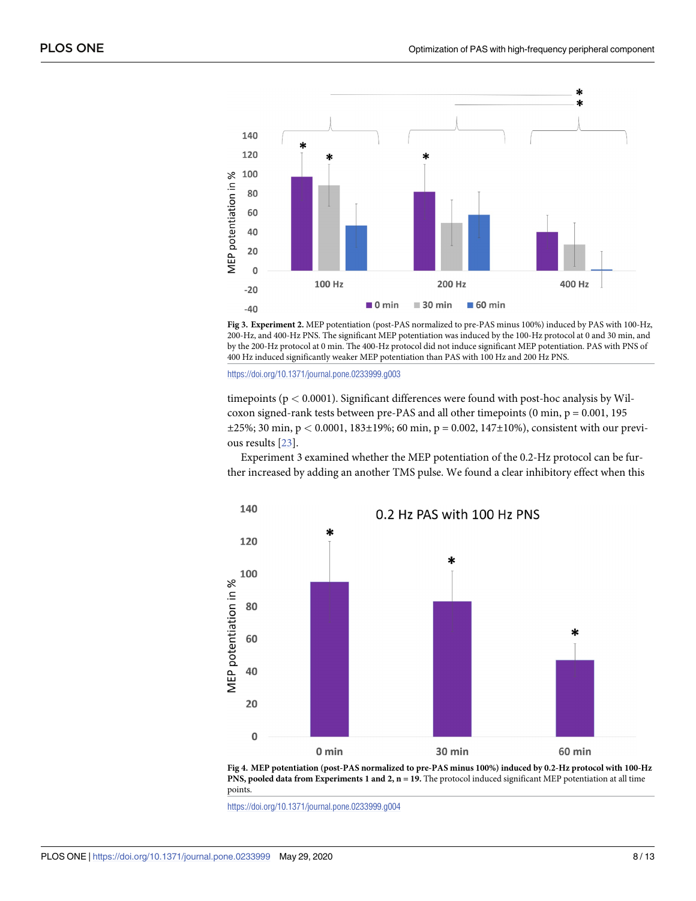**Fig 3. Experiment 2.** MEP potentiation (post-PAS normalized to pre-PAS minus 100%) induced by PAS with 100-Hz, 200-Hz, and 400-Hz PNS. The significant MEP potentiation was induced by the 100-Hz protocol at 0 and 30 min, and by the 200-Hz protocol at 0 min. The 400-Hz protocol did not induce significant MEP potentiation. PAS with PNS of 400 Hz induced significantly weaker MEP potentiation than PAS with 100 Hz and 200 Hz PNS.

https://doi.org/10.1371/journal.pone.0233999.g003

timepoints ($p < 0.0001$). Significant differences were found with post-hoc analysis by Wilcoxon signed-rank tests between pre-PAS and all other timepoints (0 min, $p = 0.001$, 195 ±25%; 30 min, $p < 0.0001$, 183±19%; 60 min, $p = 0.002$, 147±10%), consistent with our previous results [23].

Experiment 3 examined whether the MEP potentiation of the 0.2-Hz protocol can be further increased by adding an another TMS pulse. We found a clear inhibitory effect when this

**Fig 4. MEP potentiation (post-PAS normalized to pre-PAS minus 100%) induced by 0.2-Hz protocol with 100-Hz PNS, pooled data from Experiments 1 and 2, n = 19.** The protocol induced significant MEP potentiation at all time points.

https://doi.org/10.1371/journal.pone.0233999.g004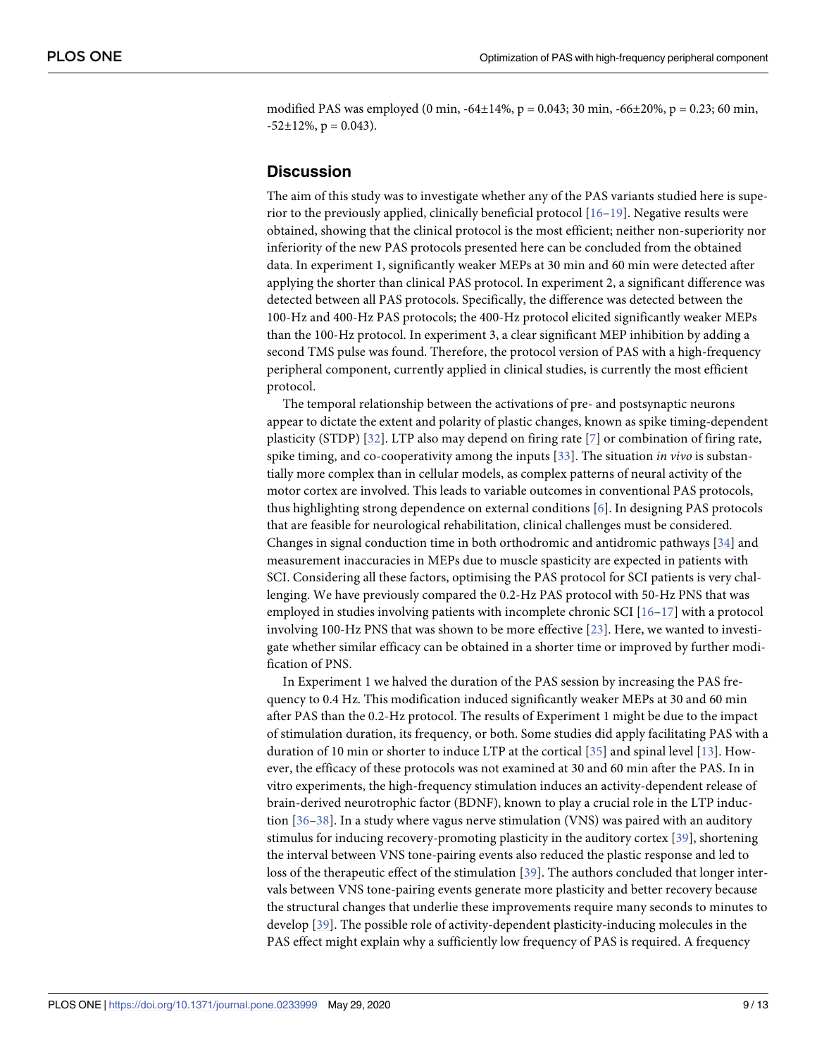modified PAS was employed (0 min, -64±14%, p = 0.043; 30 min, -66±20%, p = 0.23; 60 min, -52±12%, p = 0.043).

## Discussion

The aim of this study was to investigate whether any of the PAS variants studied here is superior to the previously applied, clinically beneficial protocol [16–19]. Negative results were obtained, showing that the clinical protocol is the most efficient; neither non-superiority nor inferiority of the new PAS protocols presented here can be concluded from the obtained data. In experiment 1, significantly weaker MEPs at 30 min and 60 min were detected after applying the shorter than clinical PAS protocol. In experiment 2, a significant difference was detected between all PAS protocols. Specifically, the difference was detected between the 100-Hz and 400-Hz PAS protocols; the 400-Hz protocol elicited significantly weaker MEPs than the 100-Hz protocol. In experiment 3, a clear significant MEP inhibition by adding a second TMS pulse was found. Therefore, the protocol version of PAS with a high-frequency peripheral component, currently applied in clinical studies, is currently the most efficient protocol.

The temporal relationship between the activations of pre- and postsynaptic neurons appear to dictate the extent and polarity of plastic changes, known as spike timing-dependent plasticity (STDP) [32]. LTP also may depend on firing rate [7] or combination of firing rate, spike timing, and co-cooperativity among the inputs [33]. The situation *in vivo* is substantially more complex than in cellular models, as complex patterns of neural activity of the motor cortex are involved. This leads to variable outcomes in conventional PAS protocols, thus highlighting strong dependence on external conditions [6]. In designing PAS protocols that are feasible for neurological rehabilitation, clinical challenges must be considered. Changes in signal conduction time in both orthodromic and antidromic pathways [34] and measurement inaccuracies in MEPs due to muscle spasticity are expected in patients with SCI. Considering all these factors, optimising the PAS protocol for SCI patients is very challenging. We have previously compared the 0.2-Hz PAS protocol with 50-Hz PNS that was employed in studies involving patients with incomplete chronic SCI [16–17] with a protocol involving 100-Hz PNS that was shown to be more effective [23]. Here, we wanted to investigate whether similar efficacy can be obtained in a shorter time or improved by further modification of PNS.

In Experiment 1 we halved the duration of the PAS session by increasing the PAS frequency to 0.4 Hz. This modification induced significantly weaker MEPs at 30 and 60 min after PAS than the 0.2-Hz protocol. The results of Experiment 1 might be due to the impact of stimulation duration, its frequency, or both. Some studies did apply facilitating PAS with a duration of 10 min or shorter to induce LTP at the cortical [35] and spinal level [13]. However, the efficacy of these protocols was not examined at 30 and 60 min after the PAS. In in vitro experiments, the high-frequency stimulation induces an activity-dependent release of brain-derived neurotrophic factor (BDNF), known to play a crucial role in the LTP induction [36–38]. In a study where vagus nerve stimulation (VNS) was paired with an auditory stimulus for inducing recovery-promoting plasticity in the auditory cortex [39], shortening the interval between VNS tone-pairing events also reduced the plastic response and led to loss of the therapeutic effect of the stimulation [39]. The authors concluded that longer intervals between VNS tone-pairing events generate more plasticity and better recovery because the structural changes that underlie these improvements require many seconds to minutes to develop [39]. The possible role of activity-dependent plasticity-inducing molecules in the PAS effect might explain why a sufficiently low frequency of PAS is required. A frequency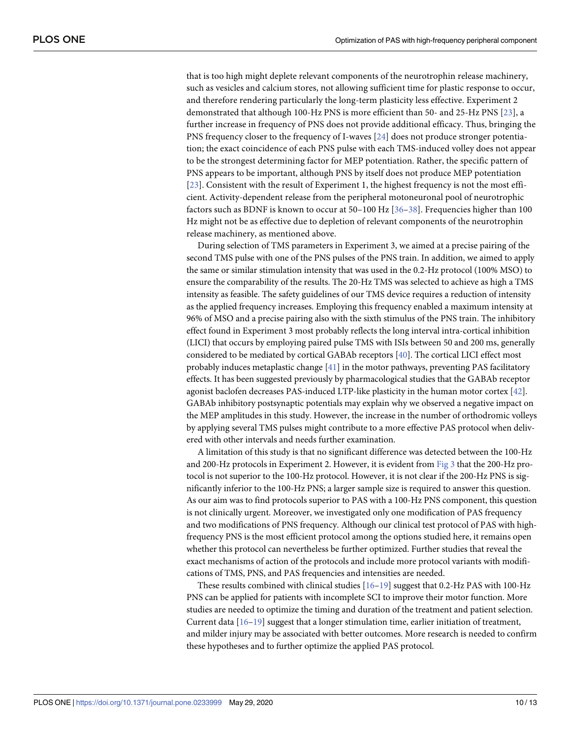that is too high might deplete relevant components of the neurotrophin release machinery, such as vesicles and calcium stores, not allowing sufficient time for plastic response to occur, and therefore rendering particularly the long-term plasticity less effective. Experiment 2 demonstrated that although 100-Hz PNS is more efficient than 50- and 25-Hz PNS [23], a further increase in frequency of PNS does not provide additional efficacy. Thus, bringing the PNS frequency closer to the frequency of I-waves [24] does not produce stronger potentiation; the exact coincidence of each PNS pulse with each TMS-induced volley does not appear to be the strongest determining factor for MEP potentiation. Rather, the specific pattern of PNS appears to be important, although PNS by itself does not produce MEP potentiation [23]. Consistent with the result of Experiment 1, the highest frequency is not the most efficient. Activity-dependent release from the peripheral motoneuronal pool of neurotrophic factors such as BDNF is known to occur at 50–100 Hz [36–38]. Frequencies higher than 100 Hz might not be as effective due to depletion of relevant components of the neurotrophin release machinery, as mentioned above.

During selection of TMS parameters in Experiment 3, we aimed at a precise pairing of the second TMS pulse with one of the PNS pulses of the PNS train. In addition, we aimed to apply the same or similar stimulation intensity that was used in the 0.2-Hz protocol (100% MSO) to ensure the comparability of the results. The 20-Hz TMS was selected to achieve as high a TMS intensity as feasible. The safety guidelines of our TMS device requires a reduction of intensity as the applied frequency increases. Employing this frequency enabled a maximum intensity at 96% of MSO and a precise pairing also with the sixth stimulus of the PNS train. The inhibitory effect found in Experiment 3 most probably reflects the long interval intra-cortical inhibition (LICI) that occurs by employing paired pulse TMS with ISIs between 50 and 200 ms, generally considered to be mediated by cortical GABAb receptors [40]. The cortical LICI effect most probably induces metaplastic change [41] in the motor pathways, preventing PAS facilitatory effects. It has been suggested previously by pharmacological studies that the GABAb receptor agonist baclofen decreases PAS-induced LTP-like plasticity in the human motor cortex [42]. GABAb inhibitory postsynaptic potentials may explain why we observed a negative impact on the MEP amplitudes in this study. However, the increase in the number of orthodromic volleys by applying several TMS pulses might contribute to a more effective PAS protocol when delivered with other intervals and needs further examination.

A limitation of this study is that no significant difference was detected between the 100-Hz and 200-Hz protocols in Experiment 2. However, it is evident from Fig 3 that the 200-Hz protocol is not superior to the 100-Hz protocol. However, it is not clear if the 200-Hz PNS is significantly inferior to the 100-Hz PNS; a larger sample size is required to answer this question. As our aim was to find protocols superior to PAS with a 100-Hz PNS component, this question is not clinically urgent. Moreover, we investigated only one modification of PAS frequency and two modifications of PNS frequency. Although our clinical test protocol of PAS with high-frequency PNS is the most efficient protocol among the options studied here, it remains open whether this protocol can nevertheless be further optimized. Further studies that reveal the exact mechanisms of action of the protocols and include more protocol variants with modifications of TMS, PNS, and PAS frequencies and intensities are needed.

These results combined with clinical studies [16–19] suggest that 0.2-Hz PAS with 100-Hz PNS can be applied for patients with incomplete SCI to improve their motor function. More studies are needed to optimize the timing and duration of the treatment and patient selection. Current data [16–19] suggest that a longer stimulation time, earlier initiation of treatment, and milder injury may be associated with better outcomes. More research is needed to confirm these hypotheses and to further optimize the applied PAS protocol.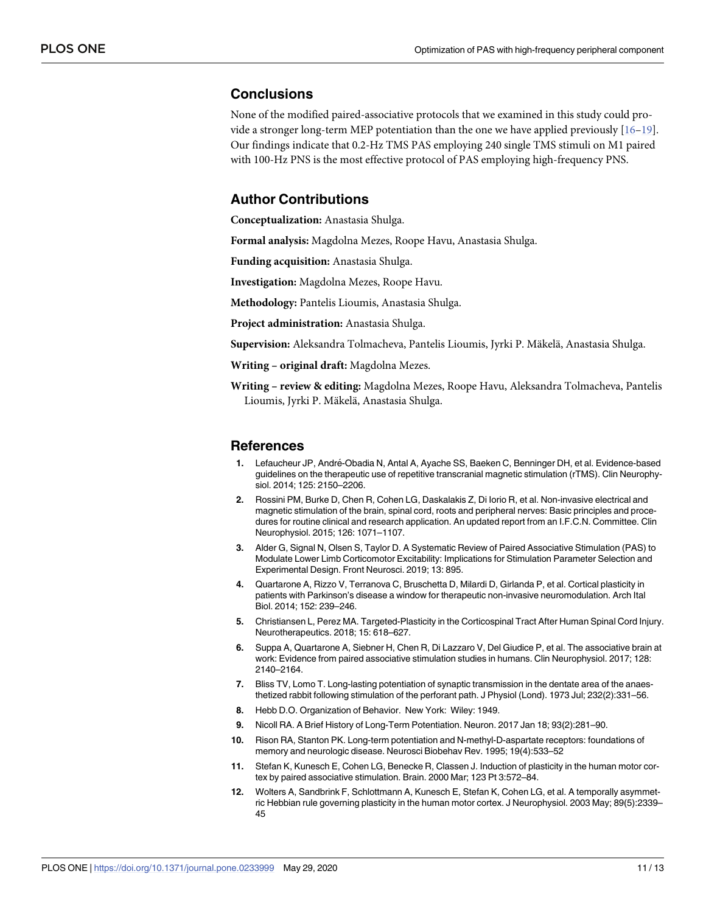## Conclusions

None of the modified paired-associative protocols that we examined in this study could provide a stronger long-term MEP potentiation than the one we have applied previously [16–19]. Our findings indicate that 0.2-Hz TMS PAS employing 240 single TMS stimuli on M1 paired with 100-Hz PNS is the most effective protocol of PAS employing high-frequency PNS.

## Author Contributions

**Conceptualization:** Anastasia Shulga.

**Formal analysis:** Magdolna Mezes, Roope Havu, Anastasia Shulga.

**Funding acquisition:** Anastasia Shulga.

**Investigation:** Magdolna Mezes, Roope Havu.

**Methodology:** Pantelis Lioumis, Anastasia Shulga.

**Project administration:** Anastasia Shulga.

**Supervision:** Aleksandra Tolmacheva, Pantelis Lioumis, Jyrki P. Mäkelä, Anastasia Shulga.

**Writing – original draft:** Magdolna Mezes.

**Writing – review & editing:** Magdolna Mezes, Roope Havu, Aleksandra Tolmacheva, Pantelis Lioumis, Jyrki P. Mäkelä, Anastasia Shulga.

## References

1. Lefaucheur JP, André-Obadia N, Antal A, Ayache SS, Baeken C, Benninger DH, et al. Evidence-based guidelines on the therapeutic use of repetitive transcranial magnetic stimulation (rTMS). Clin Neurophysiol. 2014; 125: 2150–2206.
2. Rossini PM, Burke D, Chen R, Cohen LG, Daskalakis Z, Di Iorio R, et al. Non-invasive electrical and magnetic stimulation of the brain, spinal cord, roots and peripheral nerves: Basic principles and procedures for routine clinical and research application. An updated report from an I.F.C.N. Committee. Clin Neurophysiol. 2015; 126: 1071–1107.
3. Alder G, Signal N, Olsen S, Taylor D. A Systematic Review of Paired Associative Stimulation (PAS) to Modulate Lower Limb Corticomotor Excitability: Implications for Stimulation Parameter Selection and Experimental Design. Front Neurosci. 2019; 13: 895.
4. Quartarone A, Rizzo V, Terranova C, Bruschetta D, Milardi D, Girlanda P, et al. Cortical plasticity in patients with Parkinson's disease a window for therapeutic non-invasive neuromodulation. Arch Ital Biol. 2014; 152: 239–246.
5. Christiansen L, Perez MA. Targeted-Plasticity in the Corticospinal Tract After Human Spinal Cord Injury. Neurotherapeutics. 2018; 15: 618–627.
6. Suppa A, Quartarone A, Siebner H, Chen R, Di Lazzaro V, Del Giudice P, et al. The associative brain at work: Evidence from paired associative stimulation studies in humans. Clin Neurophysiol. 2017; 128: 2140–2164.
7. Bliss TV, Lomo T. Long-lasting potentiation of synaptic transmission in the dentate area of the anaesthetized rabbit following stimulation of the perforant path. J Physiol (Lond). 1973 Jul; 232(2):331–56.
8. Hebb D.O. Organization of Behavior. New York: Wiley: 1949.
9. Nicoll RA. A Brief History of Long-Term Potentiation. Neuron. 2017 Jan 18; 93(2):281–90.
10. Rison RA, Stanton PK. Long-term potentiation and N-methyl-D-aspartate receptors: foundations of memory and neurologic disease. Neurosci Biobehav Rev. 1995; 19(4):533–52
11. Stefan K, Kunesch E, Cohen LG, Benecke R, Classen J. Induction of plasticity in the human motor cortex by paired associative stimulation. Brain. 2000 Mar; 123 Pt 3:572–84.
12. Wolters A, Sandbrink F, Schlottmann A, Kunesch E, Stefan K, Cohen LG, et al. A temporally asymmetric Hebbian rule governing plasticity in the human motor cortex. J Neurophysiol. 2003 May; 89(5):2339–45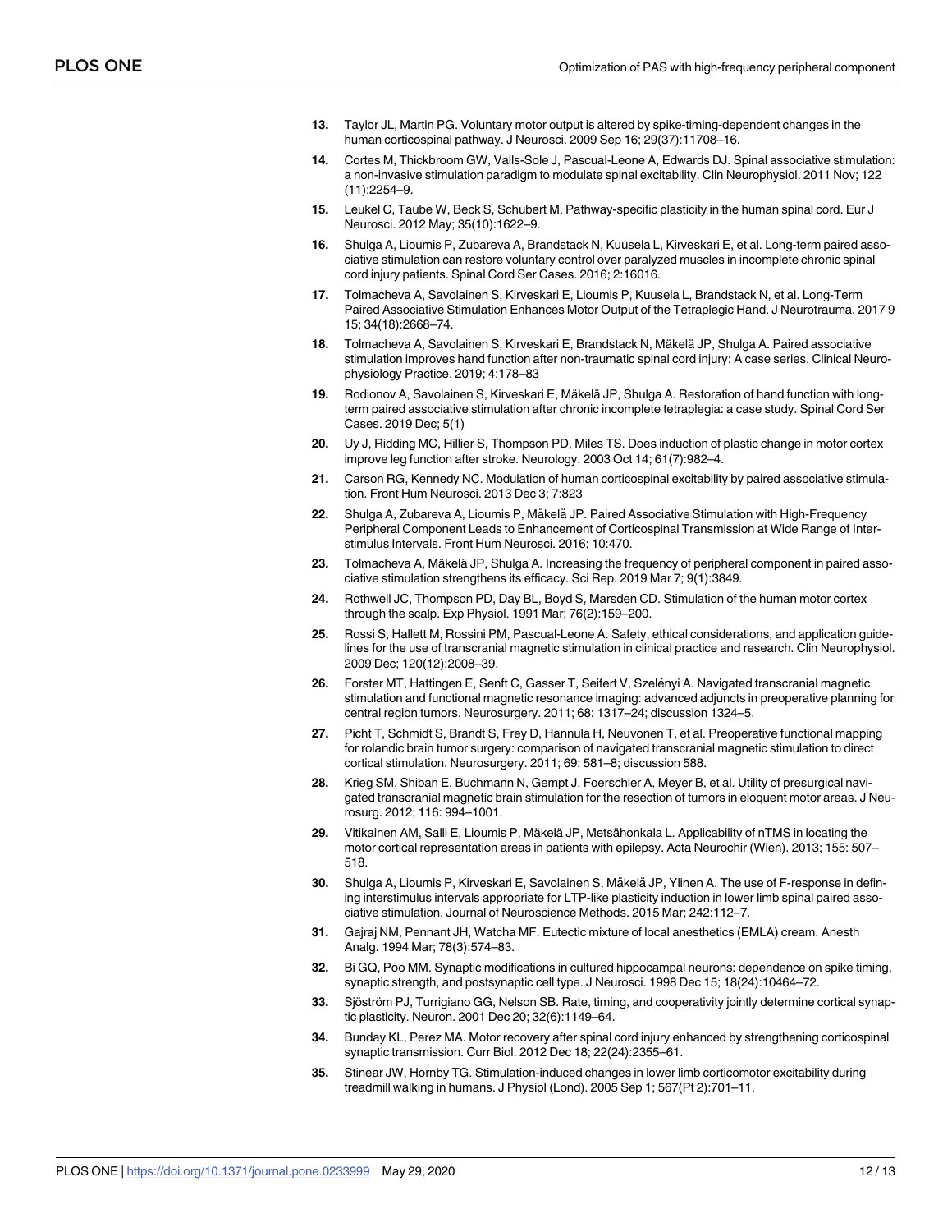13. Taylor JL, Martin PG. Voluntary motor output is altered by spike-timing-dependent changes in the human corticospinal pathway. J Neurosci. 2009 Sep 16; 29(37):11708–16.
14. Cortes M, Thickbroom GW, Valls-Sole J, Pascual-Leone A, Edwards DJ. Spinal associative stimulation: a non-invasive stimulation paradigm to modulate spinal excitability. Clin Neurophysiol. 2011 Nov; 122 (11):2254–9.
15. Leukel C, Taube W, Beck S, Schubert M. Pathway-specific plasticity in the human spinal cord. Eur J Neurosci. 2012 May; 35(10):1622–9.
16. Shulga A, Lioumis P, Zubareva A, Brandstack N, Kuusela L, Kirveskari E, et al. Long-term paired associative stimulation can restore voluntary control over paralyzed muscles in incomplete chronic spinal cord injury patients. Spinal Cord Ser Cases. 2016; 2:16016.
17. Tolmacheva A, Savolainen S, Kirveskari E, Lioumis P, Kuusela L, Brandstack N, et al. Long-Term Paired Associative Stimulation Enhances Motor Output of the Tetraplegic Hand. J Neurotrauma. 2017 9 15; 34(18):2668–74.
18. Tolmacheva A, Savolainen S, Kirveskari E, Brandstack N, Mäkelä JP, Shulga A. Paired associative stimulation improves hand function after non-traumatic spinal cord injury: A case series. Clinical Neurophysiology Practice. 2019; 4:178–83
19. Rodionov A, Savolainen S, Kirveskari E, Mäkelä JP, Shulga A. Restoration of hand function with long-term paired associative stimulation after chronic incomplete tetraplegia: a case study. Spinal Cord Ser Cases. 2019 Dec; 5(1)
20. Uy J, Ridding MC, Hillier S, Thompson PD, Miles TS. Does induction of plastic change in motor cortex improve leg function after stroke. Neurology. 2003 Oct 14; 61(7):982–4.
21. Carson RG, Kennedy NC. Modulation of human corticospinal excitability by paired associative stimulation. Front Hum Neurosci. 2013 Dec 3; 7:823
22. Shulga A, Zubareva A, Lioumis P, Mäkelä JP. Paired Associative Stimulation with High-Frequency Peripheral Component Leads to Enhancement of Corticospinal Transmission at Wide Range of Interstimulus Intervals. Front Hum Neurosci. 2016; 10:470.
23. Tolmacheva A, Mäkelä JP, Shulga A. Increasing the frequency of peripheral component in paired associative stimulation strengthens its efficacy. Sci Rep. 2019 Mar 7; 9(1):3849.
24. Rothwell JC, Thompson PD, Day BL, Boyd S, Marsden CD. Stimulation of the human motor cortex through the scalp. Exp Physiol. 1991 Mar; 76(2):159–200.
25. Rossi S, Hallett M, Rossini PM, Pascual-Leone A. Safety, ethical considerations, and application guidelines for the use of transcranial magnetic stimulation in clinical practice and research. Clin Neurophysiol. 2009 Dec; 120(12):2008–39.
26. Forster MT, Hattingen E, Senft C, Gasser T, Seifert V, Szelényi A. Navigated transcranial magnetic stimulation and functional magnetic resonance imaging: advanced adjuncts in preoperative planning for central region tumors. Neurosurgery. 2011; 68: 1317–24; discussion 1324–5.
27. Picht T, Schmidt S, Brandt S, Frey D, Hannula H, Neuvonen T, et al. Preoperative functional mapping for rolandic brain tumor surgery: comparison of navigated transcranial magnetic stimulation to direct cortical stimulation. Neurosurgery. 2011; 69: 581–8; discussion 588.
28. Krieg SM, Shiban E, Buchmann N, Gempt J, Foerschler A, Meyer B, et al. Utility of presurgical navigated transcranial magnetic brain stimulation for the resection of tumors in eloquent motor areas. J Neurosurg. 2012; 116: 994–1001.
29. Vitikainen AM, Salli E, Lioumis P, Mäkelä JP, Metsähonkala L. Applicability of nTMS in locating the motor cortical representation areas in patients with epilepsy. Acta Neurochir (Wien). 2013; 155: 507–518.
30. Shulga A, Lioumis P, Kirveskari E, Savolainen S, Mäkelä JP, Ylinen A. The use of F-response in defining interstimulus intervals appropriate for LTP-like plasticity induction in lower limb spinal paired associative stimulation. Journal of Neuroscience Methods. 2015 Mar; 242:112–7.
31. Gajraj NM, Pennant JH, Watcha MF. Eutectic mixture of local anesthetics (EMLA) cream. Anesth Analg. 1994 Mar; 78(3):574–83.
32. Bi GQ, Poo MM. Synaptic modifications in cultured hippocampal neurons: dependence on spike timing, synaptic strength, and postsynaptic cell type. J Neurosci. 1998 Dec 15; 18(24):10464–72.
33. Sjöström PJ, Turrigiano GG, Nelson SB. Rate, timing, and cooperativity jointly determine cortical synaptic plasticity. Neuron. 2001 Dec 20; 32(6):1149–64.
34. Bunday KL, Perez MA. Motor recovery after spinal cord injury enhanced by strengthening corticospinal synaptic transmission. Curr Biol. 2012 Dec 18; 22(24):2355–61.
35. Stinear JW, Hornby TG. Stimulation-induced changes in lower limb corticomotor excitability during treadmill walking in humans. J Physiol (Lond). 2005 Sep 1; 567(Pt 2):701–11.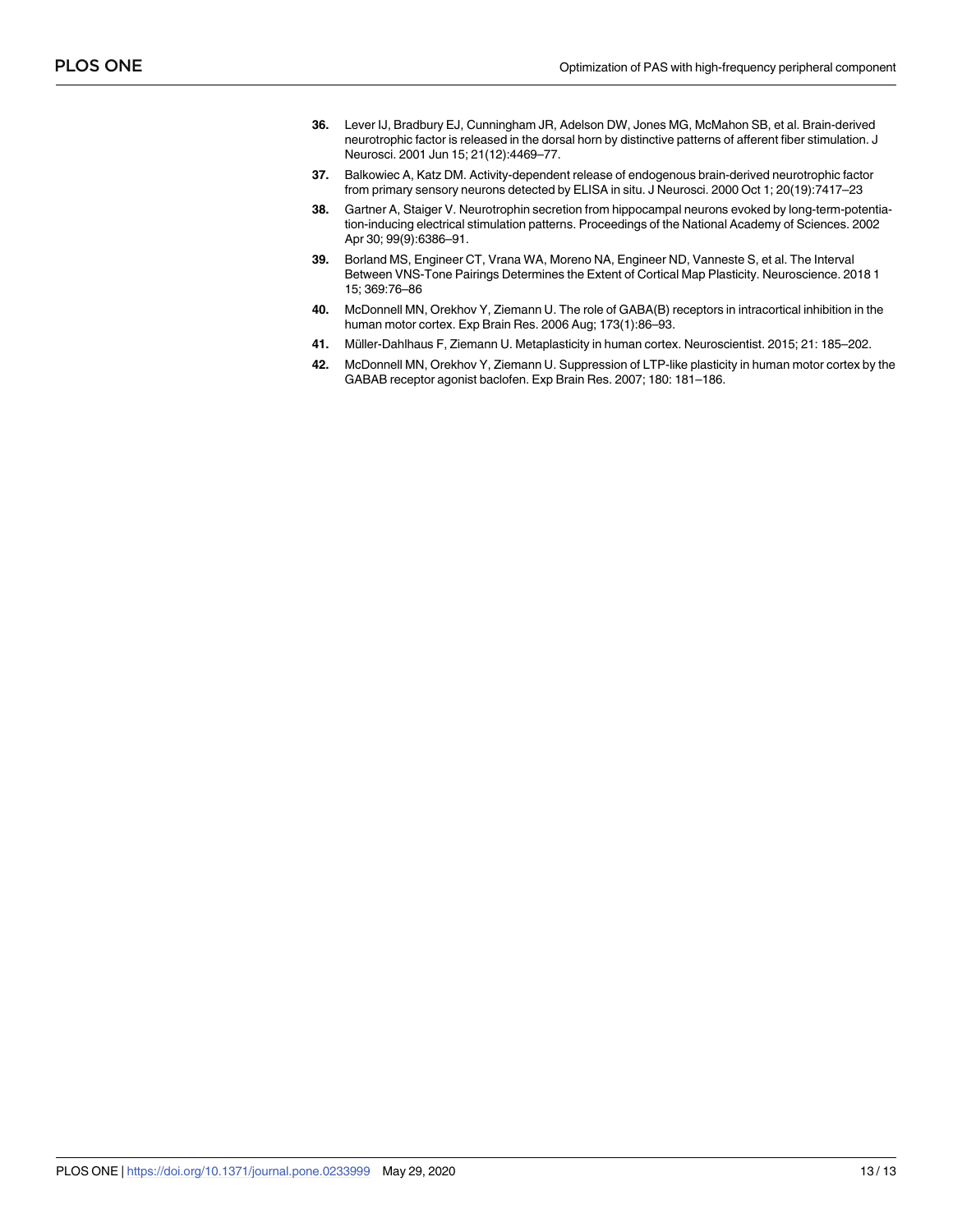36. Lever IJ, Bradbury EJ, Cunningham JR, Adelson DW, Jones MG, McMahon SB, et al. Brain-derived neurotrophic factor is released in the dorsal horn by distinctive patterns of afferent fiber stimulation. J Neurosci. 2001 Jun 15; 21(12):4469–77.
37. Balkowiec A, Katz DM. Activity-dependent release of endogenous brain-derived neurotrophic factor from primary sensory neurons detected by ELISA in situ. J Neurosci. 2000 Oct 1; 20(19):7417–23
38. Gartner A, Staiger V. Neurotrophin secretion from hippocampal neurons evoked by long-term-potentiation-inducing electrical stimulation patterns. Proceedings of the National Academy of Sciences. 2002 Apr 30; 99(9):6386–91.
39. Borland MS, Engineer CT, Vrana WA, Moreno NA, Engineer ND, Vanneste S, et al. The Interval Between VNS-Tone Pairings Determines the Extent of Cortical Map Plasticity. Neuroscience. 2018 1 15; 369:76–86
40. McDonnell MN, Orekhov Y, Ziemann U. The role of GABA(B) receptors in intracortical inhibition in the human motor cortex. Exp Brain Res. 2006 Aug; 173(1):86–93.
41. Müller-Dahlhaus F, Ziemann U. Metaplasticity in human cortex. Neuroscientist. 2015; 21: 185–202.
42. McDonnell MN, Orekhov Y, Ziemann U. Suppression of LTP-like plasticity in human motor cortex by the GABAB receptor agonist baclofen. Exp Brain Res. 2007; 180: 181–186.